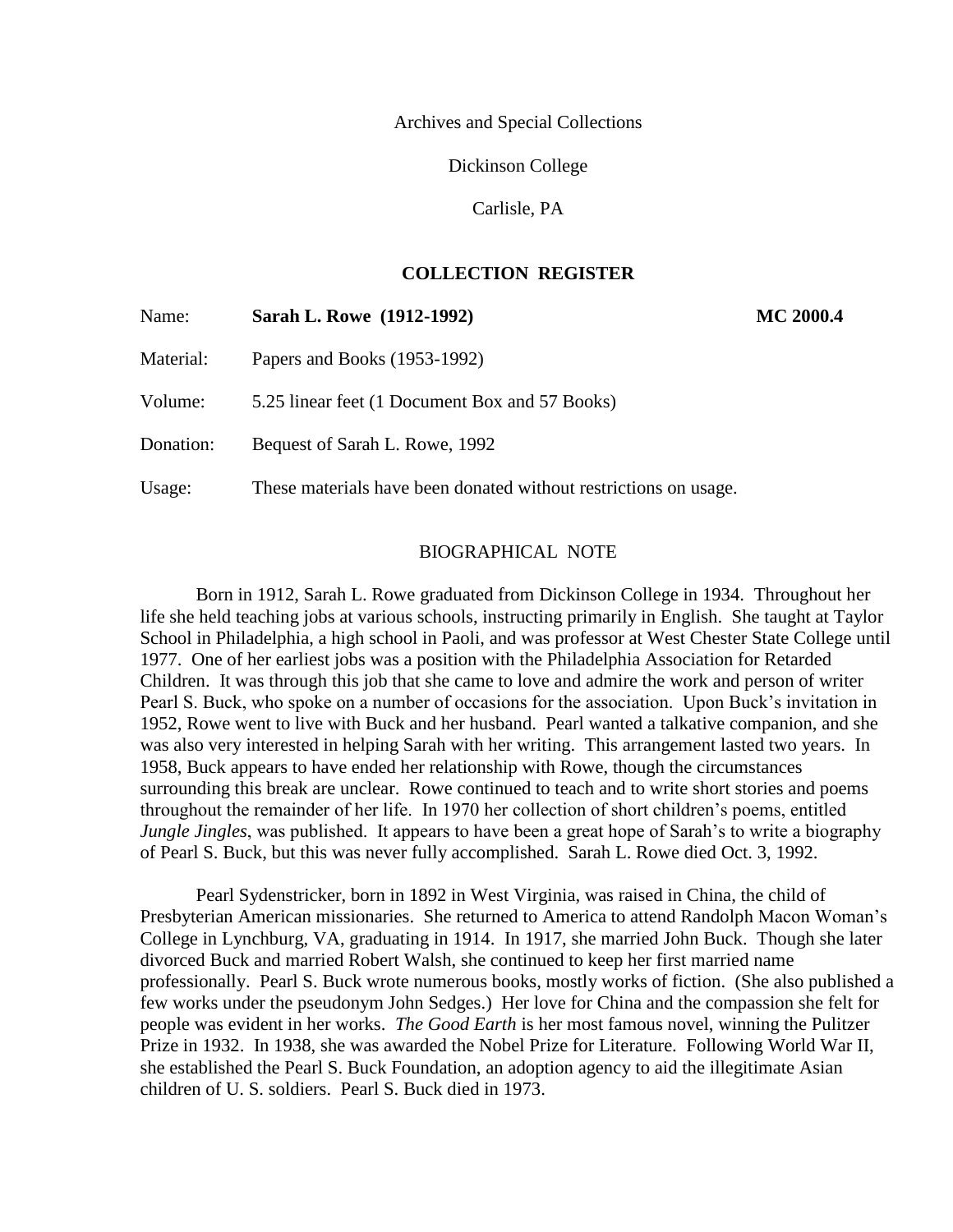Archives and Special Collections

Dickinson College

Carlisle, PA

## COLLECTION REGISTER

| | | |
|---|---|---|
| Name: | **Sarah L. Rowe (1912-1992)** | **MC 2000.4** |
| Material: | Papers and Books (1953-1992) | |
| Volume: | 5.25 linear feet (1 Document Box and 57 Books) | |
| Donation: | Bequest of Sarah L. Rowe, 1992 | |
| Usage: | These materials have been donated without restrictions on usage. | |

### BIOGRAPHICAL NOTE

Born in 1912, Sarah L. Rowe graduated from Dickinson College in 1934. Throughout her life she held teaching jobs at various schools, instructing primarily in English. She taught at Taylor School in Philadelphia, a high school in Paoli, and was professor at West Chester State College until 1977. One of her earliest jobs was a position with the Philadelphia Association for Retarded Children. It was through this job that she came to love and admire the work and person of writer Pearl S. Buck, who spoke on a number of occasions for the association. Upon Buck's invitation in 1952, Rowe went to live with Buck and her husband. Pearl wanted a talkative companion, and she was also very interested in helping Sarah with her writing. This arrangement lasted two years. In 1958, Buck appears to have ended her relationship with Rowe, though the circumstances surrounding this break are unclear. Rowe continued to teach and to write short stories and poems throughout the remainder of her life. In 1970 her collection of short children's poems, entitled *Jungle Jingles*, was published. It appears to have been a great hope of Sarah's to write a biography of Pearl S. Buck, but this was never fully accomplished. Sarah L. Rowe died Oct. 3, 1992.

Pearl Sydenstricker, born in 1892 in West Virginia, was raised in China, the child of Presbyterian American missionaries. She returned to America to attend Randolph Macon Woman's College in Lynchburg, VA, graduating in 1914. In 1917, she married John Buck. Though she later divorced Buck and married Robert Walsh, she continued to keep her first married name professionally. Pearl S. Buck wrote numerous books, mostly works of fiction. (She also published a few works under the pseudonym John Sedges.) Her love for China and the compassion she felt for people was evident in her works. *The Good Earth* is her most famous novel, winning the Pulitzer Prize in 1932. In 1938, she was awarded the Nobel Prize for Literature. Following World War II, she established the Pearl S. Buck Foundation, an adoption agency to aid the illegitimate Asian children of U. S. soldiers. Pearl S. Buck died in 1973.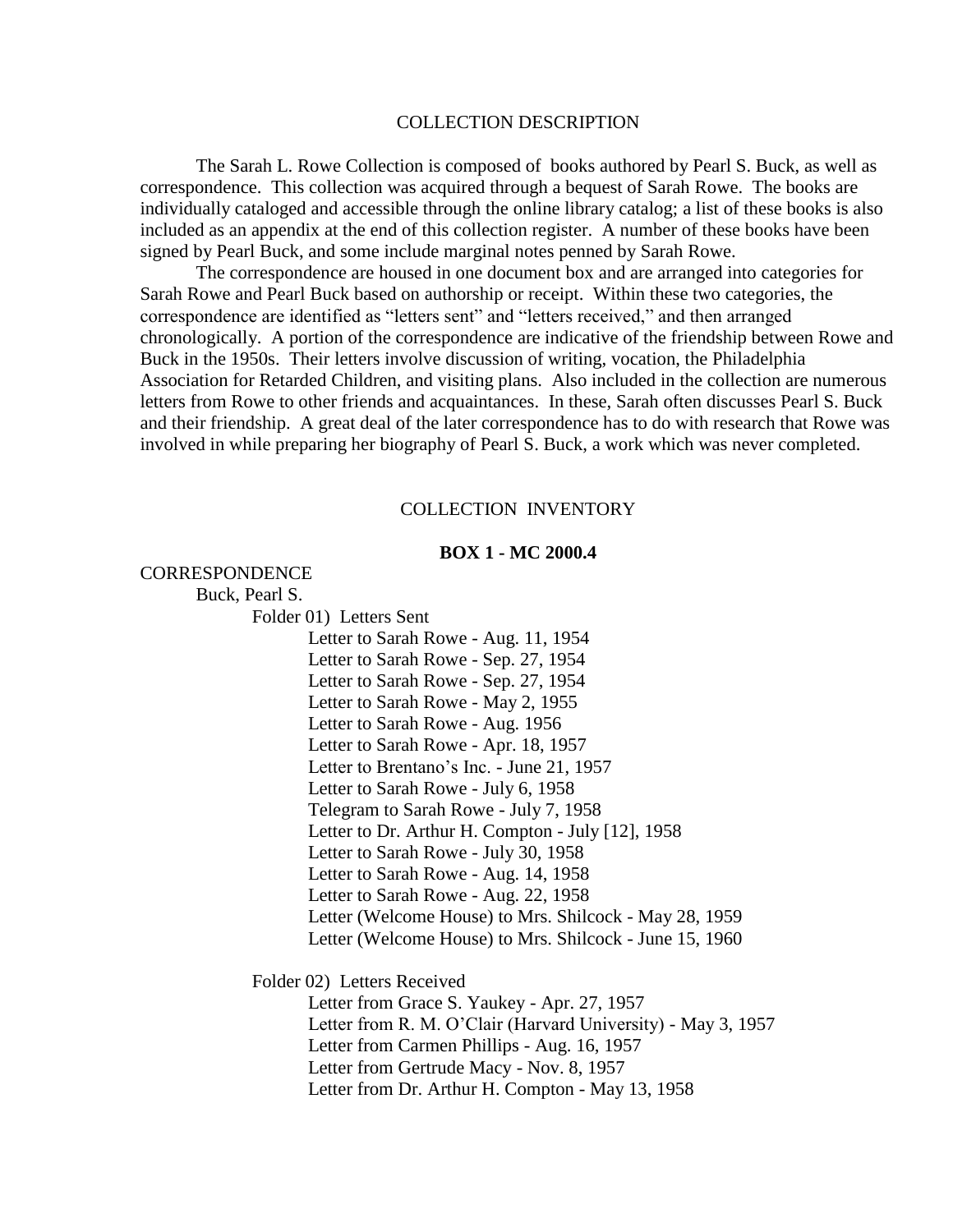## COLLECTION DESCRIPTION

The Sarah L. Rowe Collection is composed of books authored by Pearl S. Buck, as well as correspondence. This collection was acquired through a bequest of Sarah Rowe. The books are individually cataloged and accessible through the online library catalog; a list of these books is also included as an appendix at the end of this collection register. A number of these books have been signed by Pearl Buck, and some include marginal notes penned by Sarah Rowe.

The correspondence are housed in one document box and are arranged into categories for Sarah Rowe and Pearl Buck based on authorship or receipt. Within these two categories, the correspondence are identified as "letters sent" and "letters received," and then arranged chronologically. A portion of the correspondence are indicative of the friendship between Rowe and Buck in the 1950s. Their letters involve discussion of writing, vocation, the Philadelphia Association for Retarded Children, and visiting plans. Also included in the collection are numerous letters from Rowe to other friends and acquaintances. In these, Sarah often discusses Pearl S. Buck and their friendship. A great deal of the later correspondence has to do with research that Rowe was involved in while preparing her biography of Pearl S. Buck, a work which was never completed.

## COLLECTION INVENTORY

### BOX 1 - MC 2000.4

CORRESPONDENCE

- Buck, Pearl S.
  - Folder 01) Letters Sent
    - Letter to Sarah Rowe - Aug. 11, 1954
    - Letter to Sarah Rowe - Sep. 27, 1954
    - Letter to Sarah Rowe - Sep. 27, 1954
    - Letter to Sarah Rowe - May 2, 1955
    - Letter to Sarah Rowe - Aug. 1956
    - Letter to Sarah Rowe - Apr. 18, 1957
    - Letter to Brentano's Inc. - June 21, 1957
    - Letter to Sarah Rowe - July 6, 1958
    - Telegram to Sarah Rowe - July 7, 1958
    - Letter to Dr. Arthur H. Compton - July [12], 1958
    - Letter to Sarah Rowe - July 30, 1958
    - Letter to Sarah Rowe - Aug. 14, 1958
    - Letter to Sarah Rowe - Aug. 22, 1958
    - Letter (Welcome House) to Mrs. Shilcock - May 28, 1959
    - Letter (Welcome House) to Mrs. Shilcock - June 15, 1960
  - Folder 02) Letters Received
    - Letter from Grace S. Yaukey - Apr. 27, 1957
    - Letter from R. M. O'Clair (Harvard University) - May 3, 1957
    - Letter from Carmen Phillips - Aug. 16, 1957
    - Letter from Gertrude Macy - Nov. 8, 1957
    - Letter from Dr. Arthur H. Compton - May 13, 1958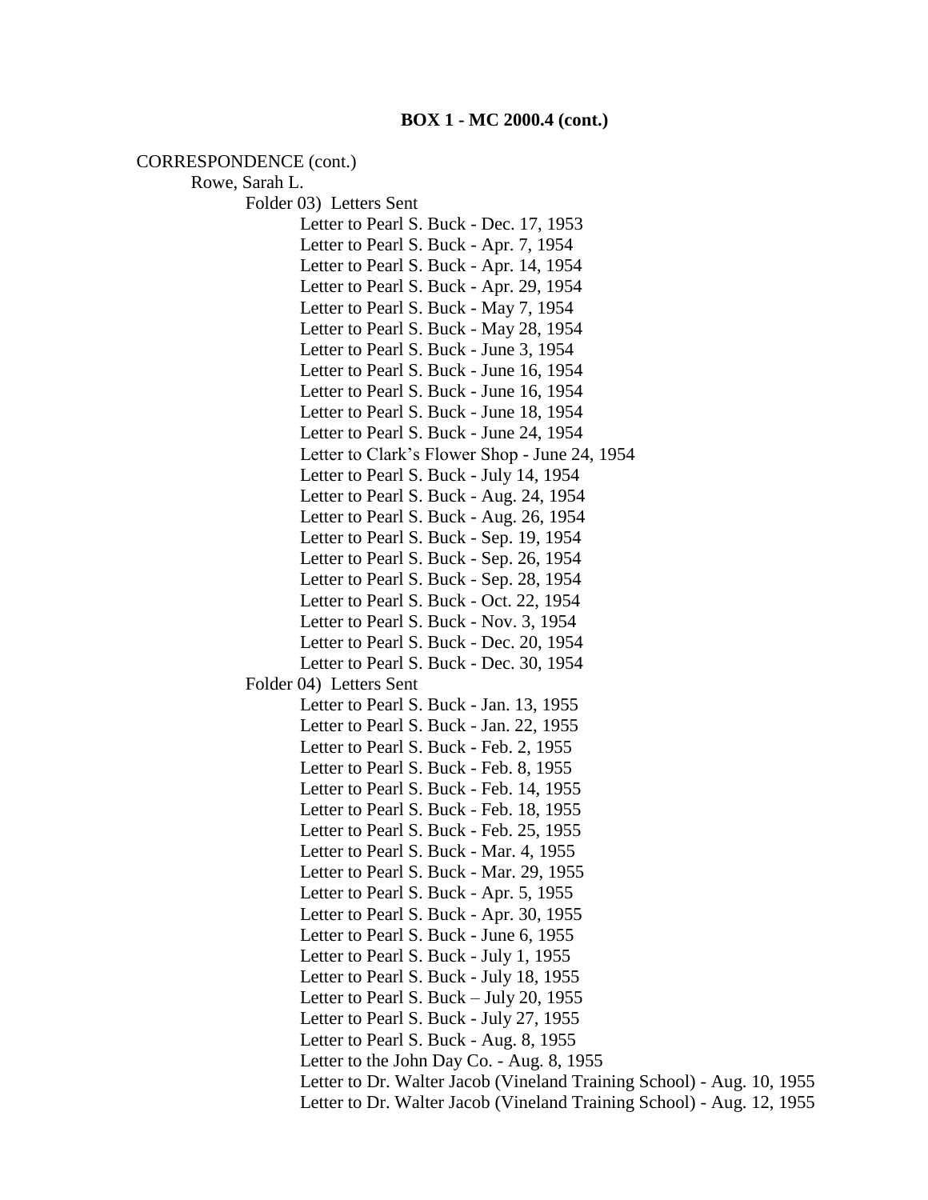**BOX 1 - MC 2000.4 (cont.)**

CORRESPONDENCE (cont.)

- Rowe, Sarah L.
  - Folder 03) Letters Sent
    - Letter to Pearl S. Buck - Dec. 17, 1953
    - Letter to Pearl S. Buck - Apr. 7, 1954
    - Letter to Pearl S. Buck - Apr. 14, 1954
    - Letter to Pearl S. Buck - Apr. 29, 1954
    - Letter to Pearl S. Buck - May 7, 1954
    - Letter to Pearl S. Buck - May 28, 1954
    - Letter to Pearl S. Buck - June 3, 1954
    - Letter to Pearl S. Buck - June 16, 1954
    - Letter to Pearl S. Buck - June 16, 1954
    - Letter to Pearl S. Buck - June 18, 1954
    - Letter to Pearl S. Buck - June 24, 1954
    - Letter to Clark's Flower Shop - June 24, 1954
    - Letter to Pearl S. Buck - July 14, 1954
    - Letter to Pearl S. Buck - Aug. 24, 1954
    - Letter to Pearl S. Buck - Aug. 26, 1954
    - Letter to Pearl S. Buck - Sep. 19, 1954
    - Letter to Pearl S. Buck - Sep. 26, 1954
    - Letter to Pearl S. Buck - Sep. 28, 1954
    - Letter to Pearl S. Buck - Oct. 22, 1954
    - Letter to Pearl S. Buck - Nov. 3, 1954
    - Letter to Pearl S. Buck - Dec. 20, 1954
    - Letter to Pearl S. Buck - Dec. 30, 1954
  - Folder 04) Letters Sent
    - Letter to Pearl S. Buck - Jan. 13, 1955
    - Letter to Pearl S. Buck - Jan. 22, 1955
    - Letter to Pearl S. Buck - Feb. 2, 1955
    - Letter to Pearl S. Buck - Feb. 8, 1955
    - Letter to Pearl S. Buck - Feb. 14, 1955
    - Letter to Pearl S. Buck - Feb. 18, 1955
    - Letter to Pearl S. Buck - Feb. 25, 1955
    - Letter to Pearl S. Buck - Mar. 4, 1955
    - Letter to Pearl S. Buck - Mar. 29, 1955
    - Letter to Pearl S. Buck - Apr. 5, 1955
    - Letter to Pearl S. Buck - Apr. 30, 1955
    - Letter to Pearl S. Buck - June 6, 1955
    - Letter to Pearl S. Buck - July 1, 1955
    - Letter to Pearl S. Buck - July 18, 1955
    - Letter to Pearl S. Buck – July 20, 1955
    - Letter to Pearl S. Buck - July 27, 1955
    - Letter to Pearl S. Buck - Aug. 8, 1955
    - Letter to the John Day Co. - Aug. 8, 1955
    - Letter to Dr. Walter Jacob (Vineland Training School) - Aug. 10, 1955
    - Letter to Dr. Walter Jacob (Vineland Training School) - Aug. 12, 1955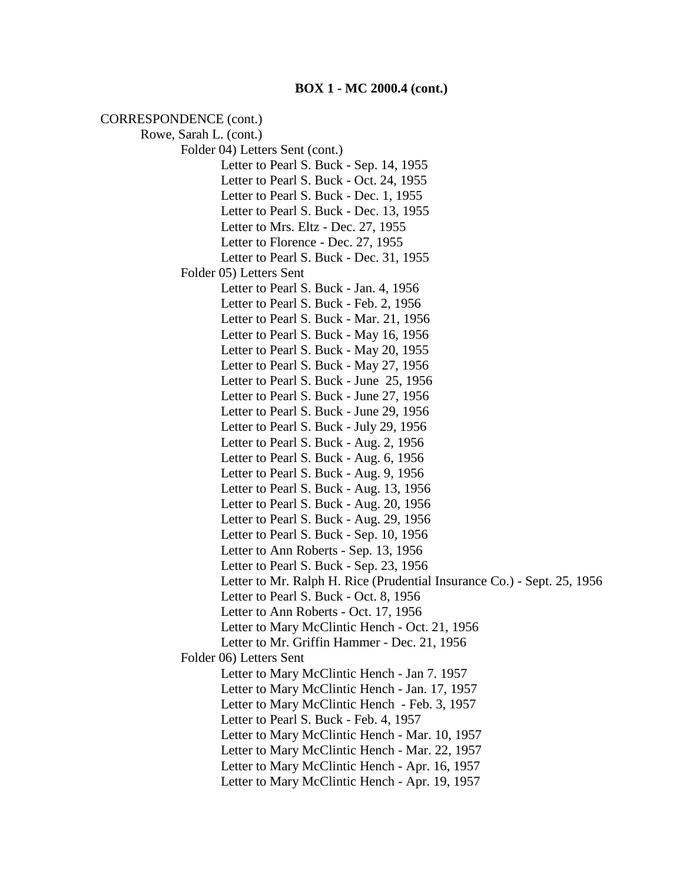**BOX 1 - MC 2000.4 (cont.)**

CORRESPONDENCE (cont.)

- Rowe, Sarah L. (cont.)
  - Folder 04) Letters Sent (cont.)
    - Letter to Pearl S. Buck - Sep. 14, 1955
    - Letter to Pearl S. Buck - Oct. 24, 1955
    - Letter to Pearl S. Buck - Dec. 1, 1955
    - Letter to Pearl S. Buck - Dec. 13, 1955
    - Letter to Mrs. Eltz - Dec. 27, 1955
    - Letter to Florence - Dec. 27, 1955
    - Letter to Pearl S. Buck - Dec. 31, 1955
  - Folder 05) Letters Sent
    - Letter to Pearl S. Buck - Jan. 4, 1956
    - Letter to Pearl S. Buck - Feb. 2, 1956
    - Letter to Pearl S. Buck - Mar. 21, 1956
    - Letter to Pearl S. Buck - May 16, 1956
    - Letter to Pearl S. Buck - May 20, 1955
    - Letter to Pearl S. Buck - May 27, 1956
    - Letter to Pearl S. Buck - June 25, 1956
    - Letter to Pearl S. Buck - June 27, 1956
    - Letter to Pearl S. Buck - June 29, 1956
    - Letter to Pearl S. Buck - July 29, 1956
    - Letter to Pearl S. Buck - Aug. 2, 1956
    - Letter to Pearl S. Buck - Aug. 6, 1956
    - Letter to Pearl S. Buck - Aug. 9, 1956
    - Letter to Pearl S. Buck - Aug. 13, 1956
    - Letter to Pearl S. Buck - Aug. 20, 1956
    - Letter to Pearl S. Buck - Aug. 29, 1956
    - Letter to Pearl S. Buck - Sep. 10, 1956
    - Letter to Ann Roberts - Sep. 13, 1956
    - Letter to Pearl S. Buck - Sep. 23, 1956
    - Letter to Mr. Ralph H. Rice (Prudential Insurance Co.) - Sept. 25, 1956
    - Letter to Pearl S. Buck - Oct. 8, 1956
    - Letter to Ann Roberts - Oct. 17, 1956
    - Letter to Mary McClintic Hench - Oct. 21, 1956
    - Letter to Mr. Griffin Hammer - Dec. 21, 1956
  - Folder 06) Letters Sent
    - Letter to Mary McClintic Hench - Jan 7. 1957
    - Letter to Mary McClintic Hench - Jan. 17, 1957
    - Letter to Mary McClintic Hench - Feb. 3, 1957
    - Letter to Pearl S. Buck - Feb. 4, 1957
    - Letter to Mary McClintic Hench - Mar. 10, 1957
    - Letter to Mary McClintic Hench - Mar. 22, 1957
    - Letter to Mary McClintic Hench - Apr. 16, 1957
    - Letter to Mary McClintic Hench - Apr. 19, 1957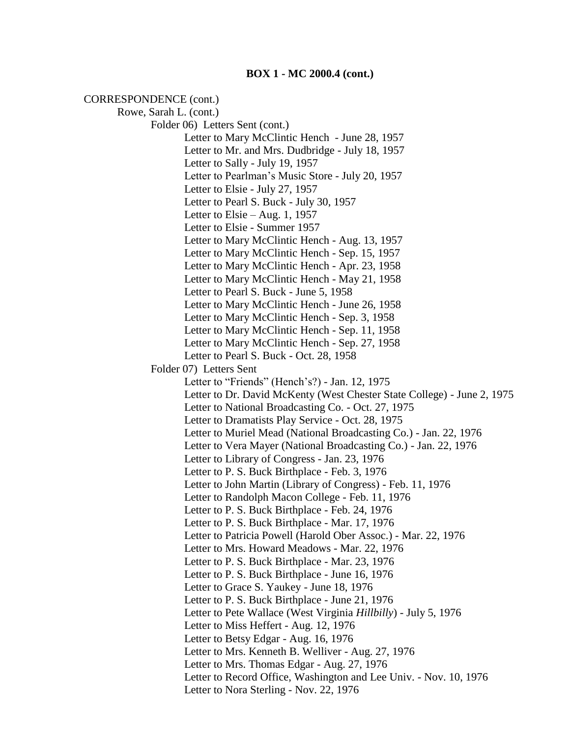**BOX 1 - MC 2000.4 (cont.)**

CORRESPONDENCE (cont.)

- Rowe, Sarah L. (cont.)
  - Folder 06) Letters Sent (cont.)
    - Letter to Mary McClintic Hench - June 28, 1957
    - Letter to Mr. and Mrs. Dudbridge - July 18, 1957
    - Letter to Sally - July 19, 1957
    - Letter to Pearlman's Music Store - July 20, 1957
    - Letter to Elsie - July 27, 1957
    - Letter to Pearl S. Buck - July 30, 1957
    - Letter to Elsie – Aug. 1, 1957
    - Letter to Elsie - Summer 1957
    - Letter to Mary McClintic Hench - Aug. 13, 1957
    - Letter to Mary McClintic Hench - Sep. 15, 1957
    - Letter to Mary McClintic Hench - Apr. 23, 1958
    - Letter to Mary McClintic Hench - May 21, 1958
    - Letter to Pearl S. Buck - June 5, 1958
    - Letter to Mary McClintic Hench - June 26, 1958
    - Letter to Mary McClintic Hench - Sep. 3, 1958
    - Letter to Mary McClintic Hench - Sep. 11, 1958
    - Letter to Mary McClintic Hench - Sep. 27, 1958
    - Letter to Pearl S. Buck - Oct. 28, 1958
  - Folder 07) Letters Sent
    - Letter to "Friends" (Hench's?) - Jan. 12, 1975
    - Letter to Dr. David McKenty (West Chester State College) - June 2, 1975
    - Letter to National Broadcasting Co. - Oct. 27, 1975
    - Letter to Dramatists Play Service - Oct. 28, 1975
    - Letter to Muriel Mead (National Broadcasting Co.) - Jan. 22, 1976
    - Letter to Vera Mayer (National Broadcasting Co.) - Jan. 22, 1976
    - Letter to Library of Congress - Jan. 23, 1976
    - Letter to P. S. Buck Birthplace - Feb. 3, 1976
    - Letter to John Martin (Library of Congress) - Feb. 11, 1976
    - Letter to Randolph Macon College - Feb. 11, 1976
    - Letter to P. S. Buck Birthplace - Feb. 24, 1976
    - Letter to P. S. Buck Birthplace - Mar. 17, 1976
    - Letter to Patricia Powell (Harold Ober Assoc.) - Mar. 22, 1976
    - Letter to Mrs. Howard Meadows - Mar. 22, 1976
    - Letter to P. S. Buck Birthplace - Mar. 23, 1976
    - Letter to P. S. Buck Birthplace - June 16, 1976
    - Letter to Grace S. Yaukey - June 18, 1976
    - Letter to P. S. Buck Birthplace - June 21, 1976
    - Letter to Pete Wallace (West Virginia *Hillbilly*) - July 5, 1976
    - Letter to Miss Heffert - Aug. 12, 1976
    - Letter to Betsy Edgar - Aug. 16, 1976
    - Letter to Mrs. Kenneth B. Welliver - Aug. 27, 1976
    - Letter to Mrs. Thomas Edgar - Aug. 27, 1976
    - Letter to Record Office, Washington and Lee Univ. - Nov. 10, 1976
    - Letter to Nora Sterling - Nov. 22, 1976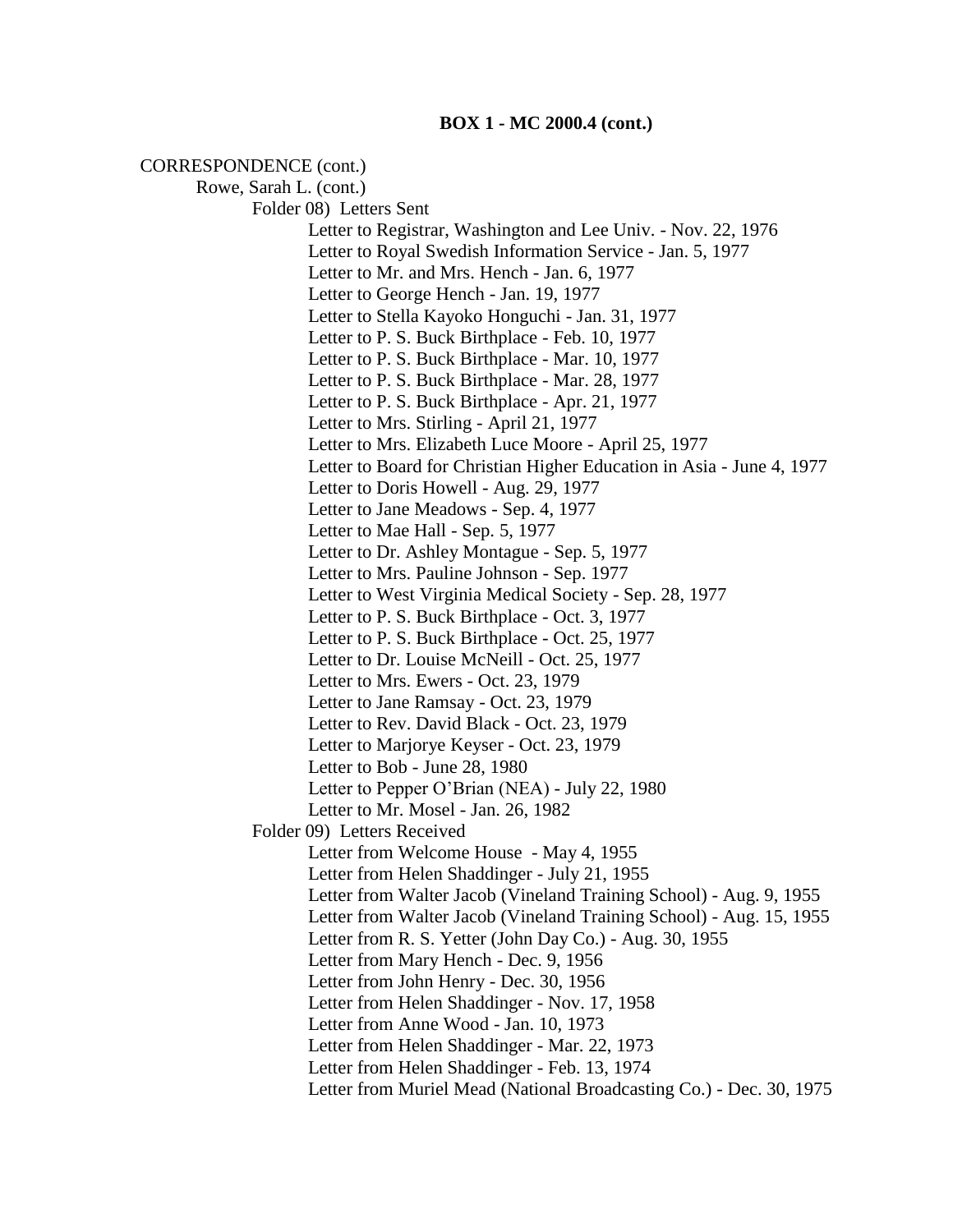**BOX 1 - MC 2000.4 (cont.)**

CORRESPONDENCE (cont.)

- Rowe, Sarah L. (cont.)
  - Folder 08) Letters Sent
    - Letter to Registrar, Washington and Lee Univ. - Nov. 22, 1976
    - Letter to Royal Swedish Information Service - Jan. 5, 1977
    - Letter to Mr. and Mrs. Hench - Jan. 6, 1977
    - Letter to George Hench - Jan. 19, 1977
    - Letter to Stella Kayoko Honguchi - Jan. 31, 1977
    - Letter to P. S. Buck Birthplace - Feb. 10, 1977
    - Letter to P. S. Buck Birthplace - Mar. 10, 1977
    - Letter to P. S. Buck Birthplace - Mar. 28, 1977
    - Letter to P. S. Buck Birthplace - Apr. 21, 1977
    - Letter to Mrs. Stirling - April 21, 1977
    - Letter to Mrs. Elizabeth Luce Moore - April 25, 1977
    - Letter to Board for Christian Higher Education in Asia - June 4, 1977
    - Letter to Doris Howell - Aug. 29, 1977
    - Letter to Jane Meadows - Sep. 4, 1977
    - Letter to Mae Hall - Sep. 5, 1977
    - Letter to Dr. Ashley Montague - Sep. 5, 1977
    - Letter to Mrs. Pauline Johnson - Sep. 1977
    - Letter to West Virginia Medical Society - Sep. 28, 1977
    - Letter to P. S. Buck Birthplace - Oct. 3, 1977
    - Letter to P. S. Buck Birthplace - Oct. 25, 1977
    - Letter to Dr. Louise McNeill - Oct. 25, 1977
    - Letter to Mrs. Ewers - Oct. 23, 1979
    - Letter to Jane Ramsay - Oct. 23, 1979
    - Letter to Rev. David Black - Oct. 23, 1979
    - Letter to Marjorye Keyser - Oct. 23, 1979
    - Letter to Bob - June 28, 1980
    - Letter to Pepper O'Brian (NEA) - July 22, 1980
    - Letter to Mr. Mosel - Jan. 26, 1982
  - Folder 09) Letters Received
    - Letter from Welcome House - May 4, 1955
    - Letter from Helen Shaddinger - July 21, 1955
    - Letter from Walter Jacob (Vineland Training School) - Aug. 9, 1955
    - Letter from Walter Jacob (Vineland Training School) - Aug. 15, 1955
    - Letter from R. S. Yetter (John Day Co.) - Aug. 30, 1955
    - Letter from Mary Hench - Dec. 9, 1956
    - Letter from John Henry - Dec. 30, 1956
    - Letter from Helen Shaddinger - Nov. 17, 1958
    - Letter from Anne Wood - Jan. 10, 1973
    - Letter from Helen Shaddinger - Mar. 22, 1973
    - Letter from Helen Shaddinger - Feb. 13, 1974
    - Letter from Muriel Mead (National Broadcasting Co.) - Dec. 30, 1975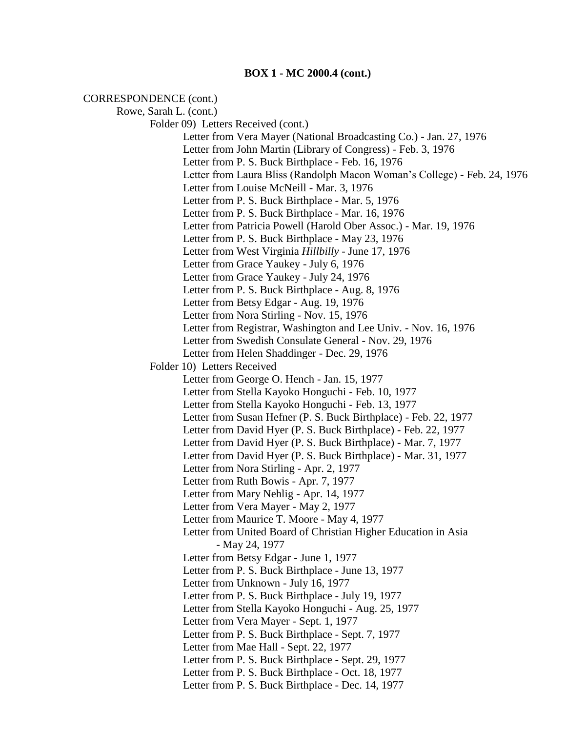**BOX 1 - MC 2000.4 (cont.)**

CORRESPONDENCE (cont.)

- Rowe, Sarah L. (cont.)
  - Folder 09) Letters Received (cont.)
    - Letter from Vera Mayer (National Broadcasting Co.) - Jan. 27, 1976
    - Letter from John Martin (Library of Congress) - Feb. 3, 1976
    - Letter from P. S. Buck Birthplace - Feb. 16, 1976
    - Letter from Laura Bliss (Randolph Macon Woman's College) - Feb. 24, 1976
    - Letter from Louise McNeill - Mar. 3, 1976
    - Letter from P. S. Buck Birthplace - Mar. 5, 1976
    - Letter from P. S. Buck Birthplace - Mar. 16, 1976
    - Letter from Patricia Powell (Harold Ober Assoc.) - Mar. 19, 1976
    - Letter from P. S. Buck Birthplace - May 23, 1976
    - Letter from West Virginia *Hillbilly* - June 17, 1976
    - Letter from Grace Yaukey - July 6, 1976
    - Letter from Grace Yaukey - July 24, 1976
    - Letter from P. S. Buck Birthplace - Aug. 8, 1976
    - Letter from Betsy Edgar - Aug. 19, 1976
    - Letter from Nora Stirling - Nov. 15, 1976
    - Letter from Registrar, Washington and Lee Univ. - Nov. 16, 1976
    - Letter from Swedish Consulate General - Nov. 29, 1976
    - Letter from Helen Shaddinger - Dec. 29, 1976
  - Folder 10) Letters Received
    - Letter from George O. Hench - Jan. 15, 1977
    - Letter from Stella Kayoko Honguchi - Feb. 10, 1977
    - Letter from Stella Kayoko Honguchi - Feb. 13, 1977
    - Letter from Susan Hefner (P. S. Buck Birthplace) - Feb. 22, 1977
    - Letter from David Hyer (P. S. Buck Birthplace) - Feb. 22, 1977
    - Letter from David Hyer (P. S. Buck Birthplace) - Mar. 7, 1977
    - Letter from David Hyer (P. S. Buck Birthplace) - Mar. 31, 1977
    - Letter from Nora Stirling - Apr. 2, 1977
    - Letter from Ruth Bowis - Apr. 7, 1977
    - Letter from Mary Nehlig - Apr. 14, 1977
    - Letter from Vera Mayer - May 2, 1977
    - Letter from Maurice T. Moore - May 4, 1977
    - Letter from United Board of Christian Higher Education in Asia - May 24, 1977
    - Letter from Betsy Edgar - June 1, 1977
    - Letter from P. S. Buck Birthplace - June 13, 1977
    - Letter from Unknown - July 16, 1977
    - Letter from P. S. Buck Birthplace - July 19, 1977
    - Letter from Stella Kayoko Honguchi - Aug. 25, 1977
    - Letter from Vera Mayer - Sept. 1, 1977
    - Letter from P. S. Buck Birthplace - Sept. 7, 1977
    - Letter from Mae Hall - Sept. 22, 1977
    - Letter from P. S. Buck Birthplace - Sept. 29, 1977
    - Letter from P. S. Buck Birthplace - Oct. 18, 1977
    - Letter from P. S. Buck Birthplace - Dec. 14, 1977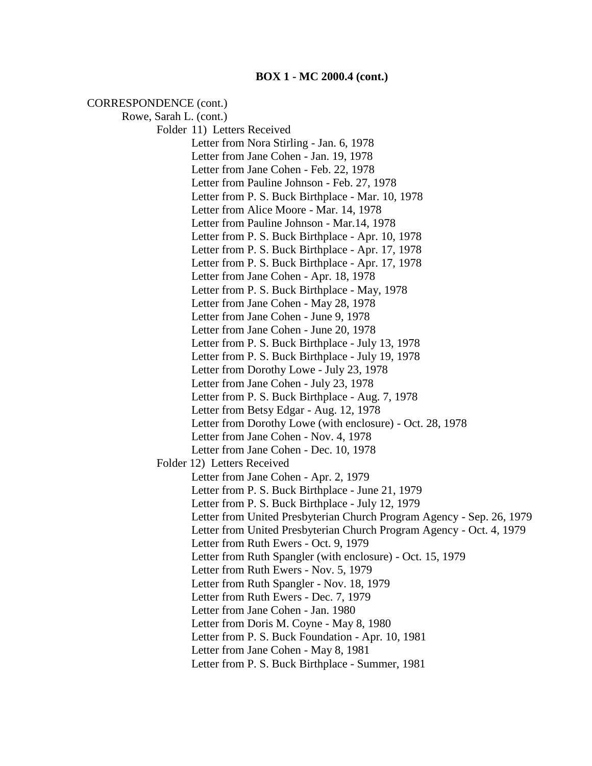**BOX 1 - MC 2000.4 (cont.)**

CORRESPONDENCE (cont.)

Rowe, Sarah L. (cont.)

Folder 11) Letters Received

- Letter from Nora Stirling - Jan. 6, 1978
- Letter from Jane Cohen - Jan. 19, 1978
- Letter from Jane Cohen - Feb. 22, 1978
- Letter from Pauline Johnson - Feb. 27, 1978
- Letter from P. S. Buck Birthplace - Mar. 10, 1978
- Letter from Alice Moore - Mar. 14, 1978
- Letter from Pauline Johnson - Mar.14, 1978
- Letter from P. S. Buck Birthplace - Apr. 10, 1978
- Letter from P. S. Buck Birthplace - Apr. 17, 1978
- Letter from P. S. Buck Birthplace - Apr. 17, 1978
- Letter from Jane Cohen - Apr. 18, 1978
- Letter from P. S. Buck Birthplace - May, 1978
- Letter from Jane Cohen - May 28, 1978
- Letter from Jane Cohen - June 9, 1978
- Letter from Jane Cohen - June 20, 1978
- Letter from P. S. Buck Birthplace - July 13, 1978
- Letter from P. S. Buck Birthplace - July 19, 1978
- Letter from Dorothy Lowe - July 23, 1978
- Letter from Jane Cohen - July 23, 1978
- Letter from P. S. Buck Birthplace - Aug. 7, 1978
- Letter from Betsy Edgar - Aug. 12, 1978
- Letter from Dorothy Lowe (with enclosure) - Oct. 28, 1978
- Letter from Jane Cohen - Nov. 4, 1978
- Letter from Jane Cohen - Dec. 10, 1978

Folder 12) Letters Received

- Letter from Jane Cohen - Apr. 2, 1979
- Letter from P. S. Buck Birthplace - June 21, 1979
- Letter from P. S. Buck Birthplace - July 12, 1979
- Letter from United Presbyterian Church Program Agency - Sep. 26, 1979
- Letter from United Presbyterian Church Program Agency - Oct. 4, 1979
- Letter from Ruth Ewers - Oct. 9, 1979
- Letter from Ruth Spangler (with enclosure) - Oct. 15, 1979
- Letter from Ruth Ewers - Nov. 5, 1979
- Letter from Ruth Spangler - Nov. 18, 1979
- Letter from Ruth Ewers - Dec. 7, 1979
- Letter from Jane Cohen - Jan. 1980
- Letter from Doris M. Coyne - May 8, 1980
- Letter from P. S. Buck Foundation - Apr. 10, 1981
- Letter from Jane Cohen - May 8, 1981
- Letter from P. S. Buck Birthplace - Summer, 1981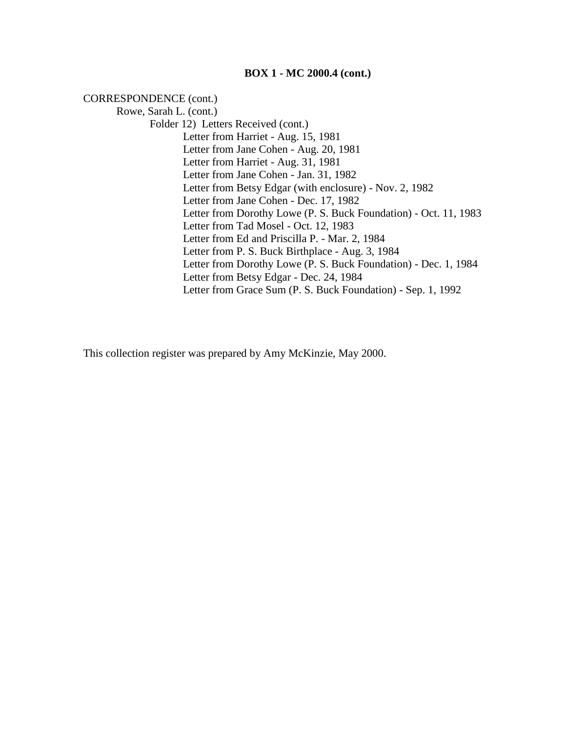**BOX 1 - MC 2000.4 (cont.)**

CORRESPONDENCE (cont.)

- Rowe, Sarah L. (cont.)
  - Folder 12) Letters Received (cont.)
    - Letter from Harriet - Aug. 15, 1981
    - Letter from Jane Cohen - Aug. 20, 1981
    - Letter from Harriet - Aug. 31, 1981
    - Letter from Jane Cohen - Jan. 31, 1982
    - Letter from Betsy Edgar (with enclosure) - Nov. 2, 1982
    - Letter from Jane Cohen - Dec. 17, 1982
    - Letter from Dorothy Lowe (P. S. Buck Foundation) - Oct. 11, 1983
    - Letter from Tad Mosel - Oct. 12, 1983
    - Letter from Ed and Priscilla P. - Mar. 2, 1984
    - Letter from P. S. Buck Birthplace - Aug. 3, 1984
    - Letter from Dorothy Lowe (P. S. Buck Foundation) - Dec. 1, 1984
    - Letter from Betsy Edgar - Dec. 24, 1984
    - Letter from Grace Sum (P. S. Buck Foundation) - Sep. 1, 1992

This collection register was prepared by Amy McKinzie, May 2000.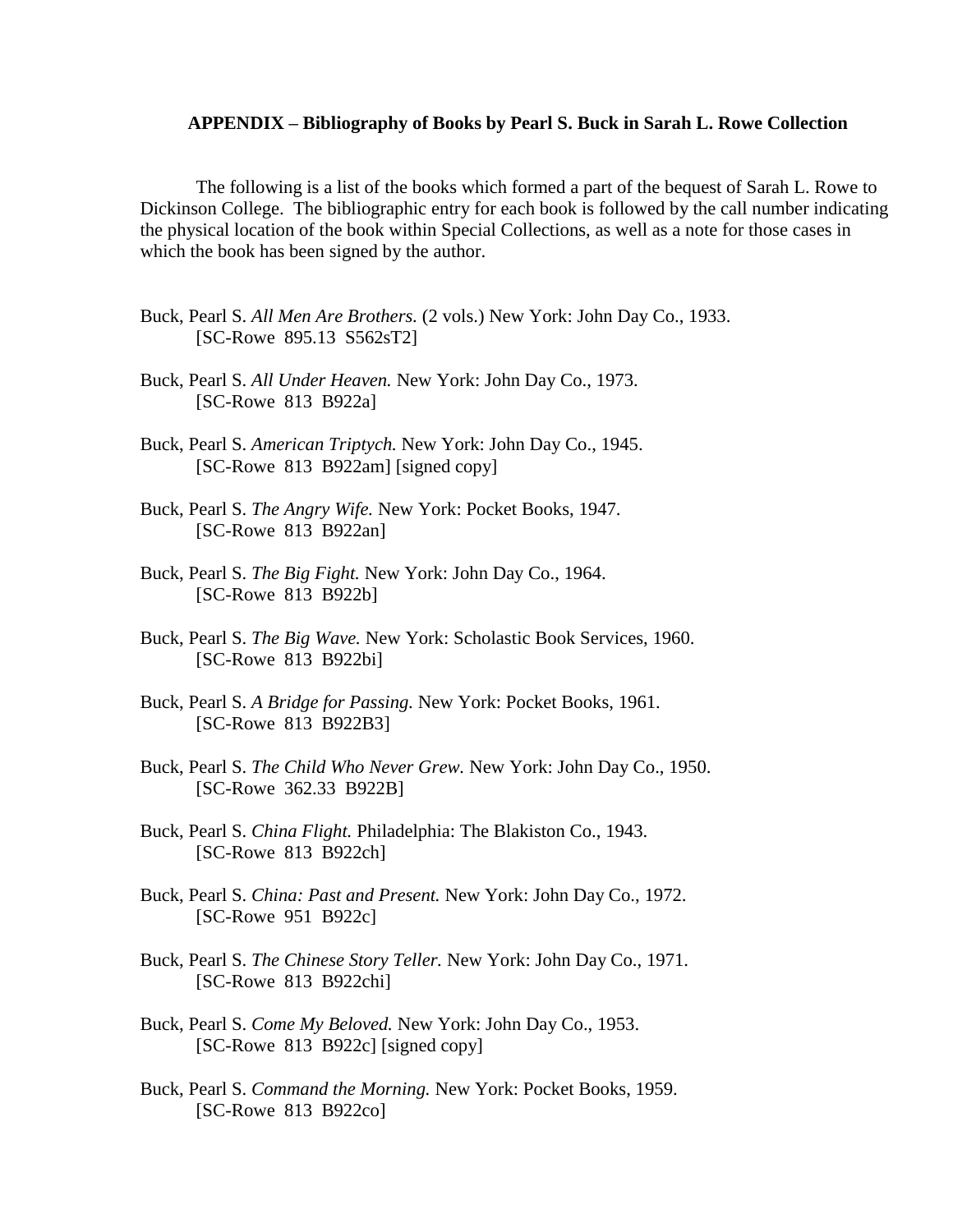### APPENDIX – Bibliography of Books by Pearl S. Buck in Sarah L. Rowe Collection

The following is a list of the books which formed a part of the bequest of Sarah L. Rowe to Dickinson College. The bibliographic entry for each book is followed by the call number indicating the physical location of the book within Special Collections, as well as a note for those cases in which the book has been signed by the author.

Buck, Pearl S. *All Men Are Brothers.* (2 vols.) New York: John Day Co., 1933.
[SC-Rowe 895.13 S562sT2]

Buck, Pearl S. *All Under Heaven.* New York: John Day Co., 1973.
[SC-Rowe 813 B922a]

Buck, Pearl S. *American Triptych.* New York: John Day Co., 1945.
[SC-Rowe 813 B922am] [signed copy]

Buck, Pearl S. *The Angry Wife.* New York: Pocket Books, 1947.
[SC-Rowe 813 B922an]

Buck, Pearl S. *The Big Fight.* New York: John Day Co., 1964.
[SC-Rowe 813 B922b]

Buck, Pearl S. *The Big Wave.* New York: Scholastic Book Services, 1960.
[SC-Rowe 813 B922bi]

Buck, Pearl S. *A Bridge for Passing.* New York: Pocket Books, 1961.
[SC-Rowe 813 B922B3]

Buck, Pearl S. *The Child Who Never Grew.* New York: John Day Co., 1950.
[SC-Rowe 362.33 B922B]

Buck, Pearl S. *China Flight.* Philadelphia: The Blakiston Co., 1943.
[SC-Rowe 813 B922ch]

Buck, Pearl S. *China: Past and Present.* New York: John Day Co., 1972.
[SC-Rowe 951 B922c]

Buck, Pearl S. *The Chinese Story Teller.* New York: John Day Co., 1971.
[SC-Rowe 813 B922chi]

Buck, Pearl S. *Come My Beloved.* New York: John Day Co., 1953.
[SC-Rowe 813 B922c] [signed copy]

Buck, Pearl S. *Command the Morning.* New York: Pocket Books, 1959.
[SC-Rowe 813 B922co]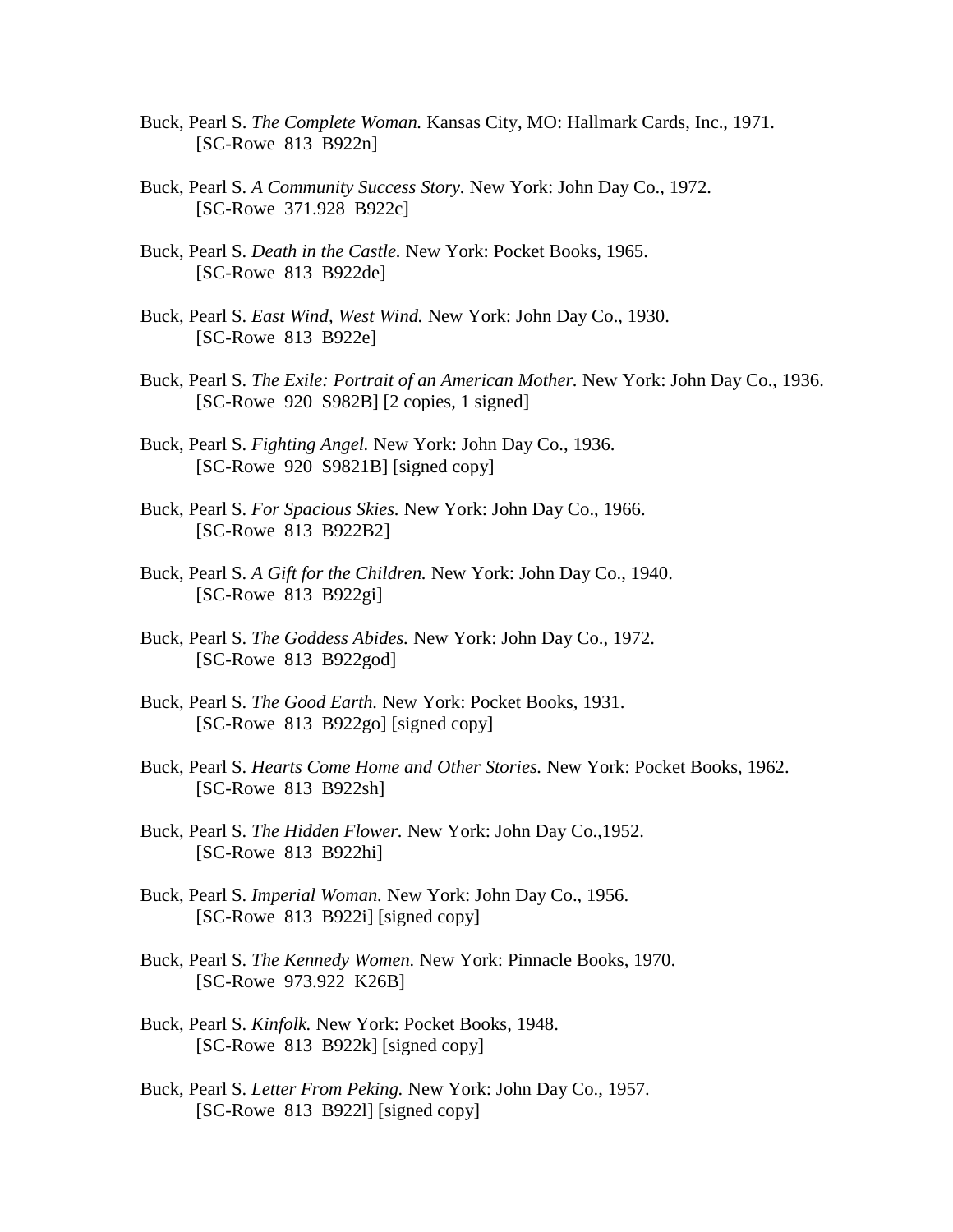Buck, Pearl S. *The Complete Woman.* Kansas City, MO: Hallmark Cards, Inc., 1971.
[SC-Rowe 813 B922n]

Buck, Pearl S. *A Community Success Story.* New York: John Day Co., 1972.
[SC-Rowe 371.928 B922c]

Buck, Pearl S. *Death in the Castle.* New York: Pocket Books, 1965.
[SC-Rowe 813 B922de]

Buck, Pearl S. *East Wind, West Wind.* New York: John Day Co., 1930.
[SC-Rowe 813 B922e]

Buck, Pearl S. *The Exile: Portrait of an American Mother.* New York: John Day Co., 1936.
[SC-Rowe 920 S982B] [2 copies, 1 signed]

Buck, Pearl S. *Fighting Angel.* New York: John Day Co., 1936.
[SC-Rowe 920 S9821B] [signed copy]

Buck, Pearl S. *For Spacious Skies.* New York: John Day Co., 1966.
[SC-Rowe 813 B922B2]

Buck, Pearl S. *A Gift for the Children.* New York: John Day Co., 1940.
[SC-Rowe 813 B922gi]

Buck, Pearl S. *The Goddess Abides.* New York: John Day Co., 1972.
[SC-Rowe 813 B922god]

Buck, Pearl S. *The Good Earth.* New York: Pocket Books, 1931.
[SC-Rowe 813 B922go] [signed copy]

Buck, Pearl S. *Hearts Come Home and Other Stories.* New York: Pocket Books, 1962.
[SC-Rowe 813 B922sh]

Buck, Pearl S. *The Hidden Flower.* New York: John Day Co.,1952.
[SC-Rowe 813 B922hi]

Buck, Pearl S. *Imperial Woman.* New York: John Day Co., 1956.
[SC-Rowe 813 B922i] [signed copy]

Buck, Pearl S. *The Kennedy Women.* New York: Pinnacle Books, 1970.
[SC-Rowe 973.922 K26B]

Buck, Pearl S. *Kinfolk.* New York: Pocket Books, 1948.
[SC-Rowe 813 B922k] [signed copy]

Buck, Pearl S. *Letter From Peking.* New York: John Day Co., 1957.
[SC-Rowe 813 B922l] [signed copy]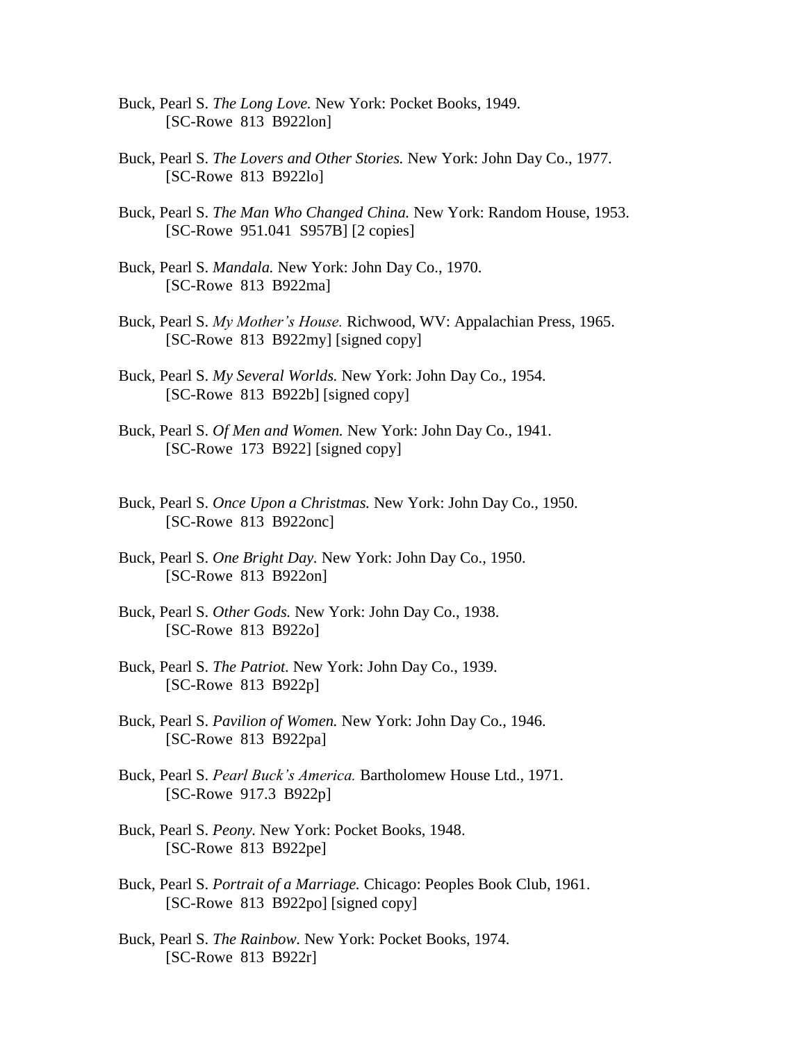Buck, Pearl S. *The Long Love.* New York: Pocket Books, 1949.
[SC-Rowe 813 B922lon]

Buck, Pearl S. *The Lovers and Other Stories.* New York: John Day Co., 1977.
[SC-Rowe 813 B922lo]

Buck, Pearl S. *The Man Who Changed China.* New York: Random House, 1953.
[SC-Rowe 951.041 S957B] [2 copies]

Buck, Pearl S. *Mandala.* New York: John Day Co., 1970.
[SC-Rowe 813 B922ma]

Buck, Pearl S. *My Mother's House.* Richwood, WV: Appalachian Press, 1965.
[SC-Rowe 813 B922my] [signed copy]

Buck, Pearl S. *My Several Worlds.* New York: John Day Co., 1954.
[SC-Rowe 813 B922b] [signed copy]

Buck, Pearl S. *Of Men and Women.* New York: John Day Co., 1941.
[SC-Rowe 173 B922] [signed copy]

Buck, Pearl S. *Once Upon a Christmas.* New York: John Day Co., 1950.
[SC-Rowe 813 B922onc]

Buck, Pearl S. *One Bright Day.* New York: John Day Co., 1950.
[SC-Rowe 813 B922on]

Buck, Pearl S. *Other Gods.* New York: John Day Co., 1938.
[SC-Rowe 813 B922o]

Buck, Pearl S. *The Patriot.* New York: John Day Co., 1939.
[SC-Rowe 813 B922p]

Buck, Pearl S. *Pavilion of Women.* New York: John Day Co., 1946.
[SC-Rowe 813 B922pa]

Buck, Pearl S. *Pearl Buck's America.* Bartholomew House Ltd., 1971.
[SC-Rowe 917.3 B922p]

Buck, Pearl S. *Peony.* New York: Pocket Books, 1948.
[SC-Rowe 813 B922pe]

Buck, Pearl S. *Portrait of a Marriage.* Chicago: Peoples Book Club, 1961.
[SC-Rowe 813 B922po] [signed copy]

Buck, Pearl S. *The Rainbow.* New York: Pocket Books, 1974.
[SC-Rowe 813 B922r]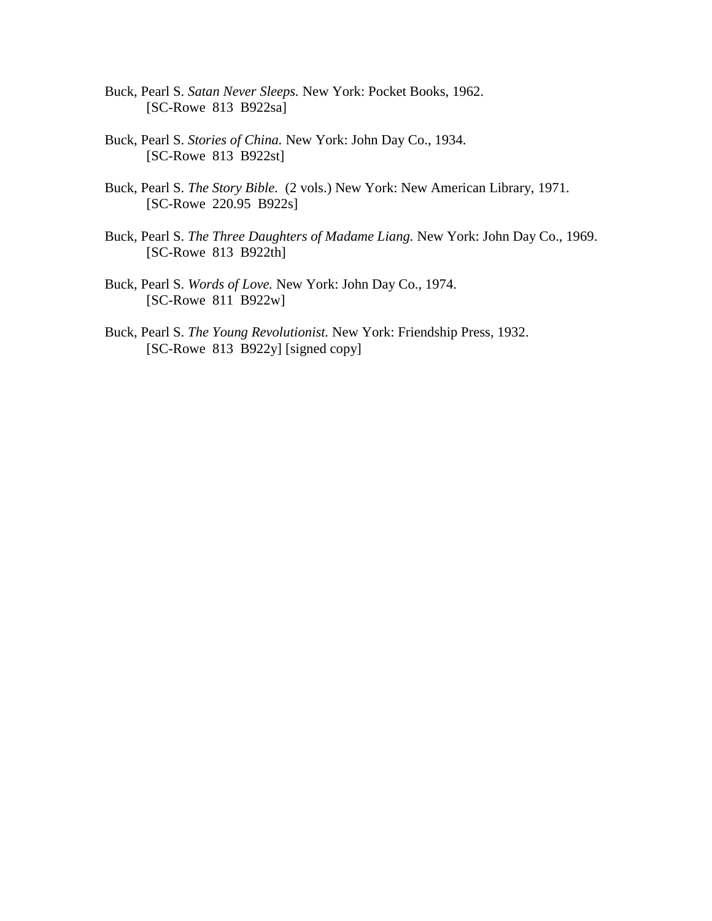Buck, Pearl S. *Satan Never Sleeps.* New York: Pocket Books, 1962.
[SC-Rowe 813 B922sa]

Buck, Pearl S. *Stories of China.* New York: John Day Co., 1934.
[SC-Rowe 813 B922st]

Buck, Pearl S. *The Story Bible.* (2 vols.) New York: New American Library, 1971.
[SC-Rowe 220.95 B922s]

Buck, Pearl S. *The Three Daughters of Madame Liang.* New York: John Day Co., 1969.
[SC-Rowe 813 B922th]

Buck, Pearl S. *Words of Love.* New York: John Day Co., 1974.
[SC-Rowe 811 B922w]

Buck, Pearl S. *The Young Revolutionist.* New York: Friendship Press, 1932.
[SC-Rowe 813 B922y] [signed copy]